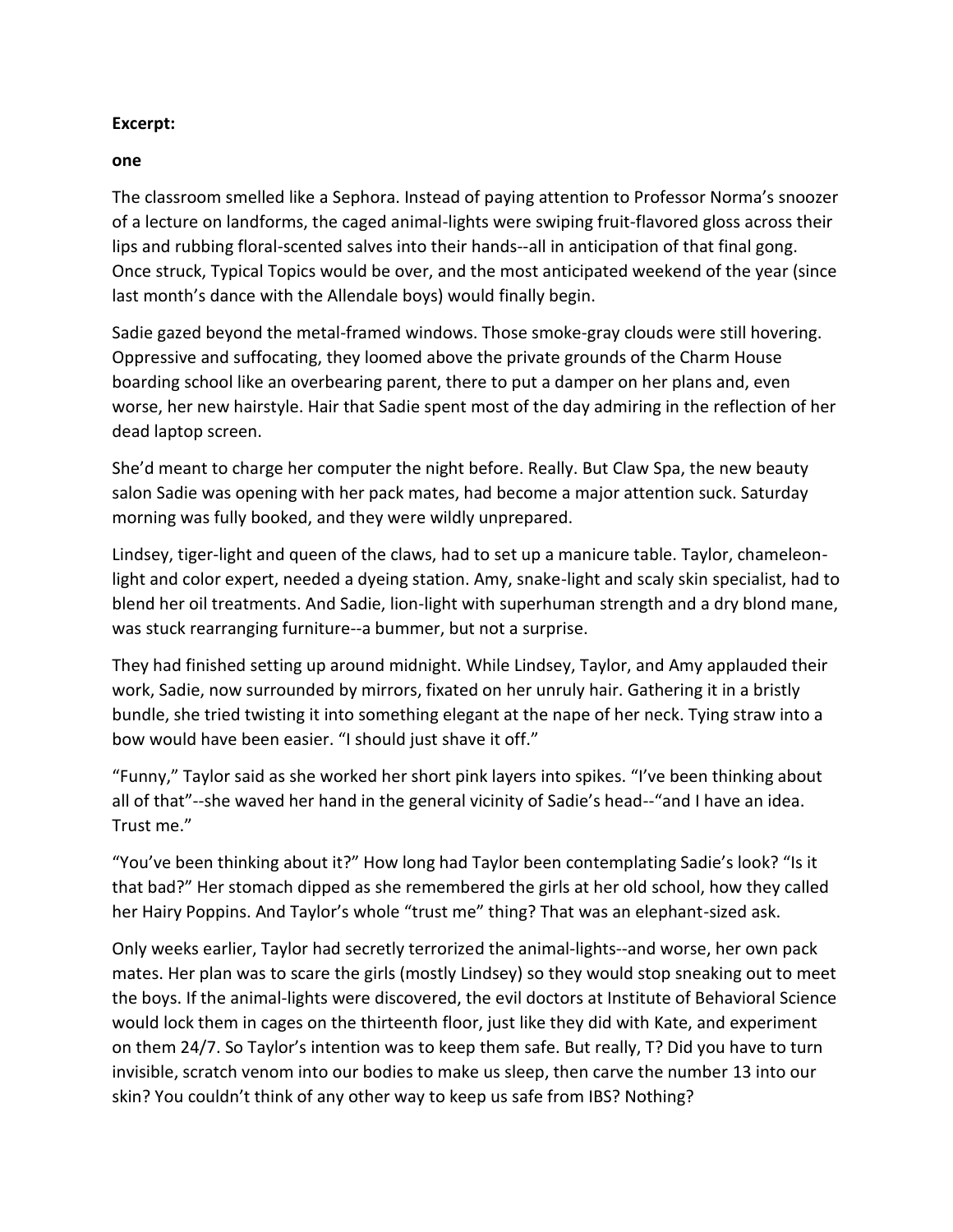**Excerpt:**

**one**

The classroom smelled like a Sephora. Instead of paying attention to Professor Norma's snoozer of a lecture on landforms, the caged animal-lights were swiping fruit-flavored gloss across their lips and rubbing floral-scented salves into their hands--all in anticipation of that final gong. Once struck, Typical Topics would be over, and the most anticipated weekend of the year (since last month's dance with the Allendale boys) would finally begin.

Sadie gazed beyond the metal-framed windows. Those smoke-gray clouds were still hovering. Oppressive and suffocating, they loomed above the private grounds of the Charm House boarding school like an overbearing parent, there to put a damper on her plans and, even worse, her new hairstyle. Hair that Sadie spent most of the day admiring in the reflection of her dead laptop screen.

She'd meant to charge her computer the night before. Really. But Claw Spa, the new beauty salon Sadie was opening with her pack mates, had become a major attention suck. Saturday morning was fully booked, and they were wildly unprepared.

Lindsey, tiger-light and queen of the claws, had to set up a manicure table. Taylor, chameleon-light and color expert, needed a dyeing station. Amy, snake-light and scaly skin specialist, had to blend her oil treatments. And Sadie, lion-light with superhuman strength and a dry blond mane, was stuck rearranging furniture--a bummer, but not a surprise.

They had finished setting up around midnight. While Lindsey, Taylor, and Amy applauded their work, Sadie, now surrounded by mirrors, fixated on her unruly hair. Gathering it in a bristly bundle, she tried twisting it into something elegant at the nape of her neck. Tying straw into a bow would have been easier. "I should just shave it off."

"Funny," Taylor said as she worked her short pink layers into spikes. "I've been thinking about all of that"--she waved her hand in the general vicinity of Sadie's head--"and I have an idea. Trust me."

"You've been thinking about it?" How long had Taylor been contemplating Sadie's look? "Is it that bad?" Her stomach dipped as she remembered the girls at her old school, how they called her Hairy Poppins. And Taylor's whole "trust me" thing? That was an elephant-sized ask.

Only weeks earlier, Taylor had secretly terrorized the animal-lights--and worse, her own pack mates. Her plan was to scare the girls (mostly Lindsey) so they would stop sneaking out to meet the boys. If the animal-lights were discovered, the evil doctors at Institute of Behavioral Science would lock them in cages on the thirteenth floor, just like they did with Kate, and experiment on them 24/7. So Taylor's intention was to keep them safe. But really, T? Did you have to turn invisible, scratch venom into our bodies to make us sleep, then carve the number 13 into our skin? You couldn't think of any other way to keep us safe from IBS? Nothing?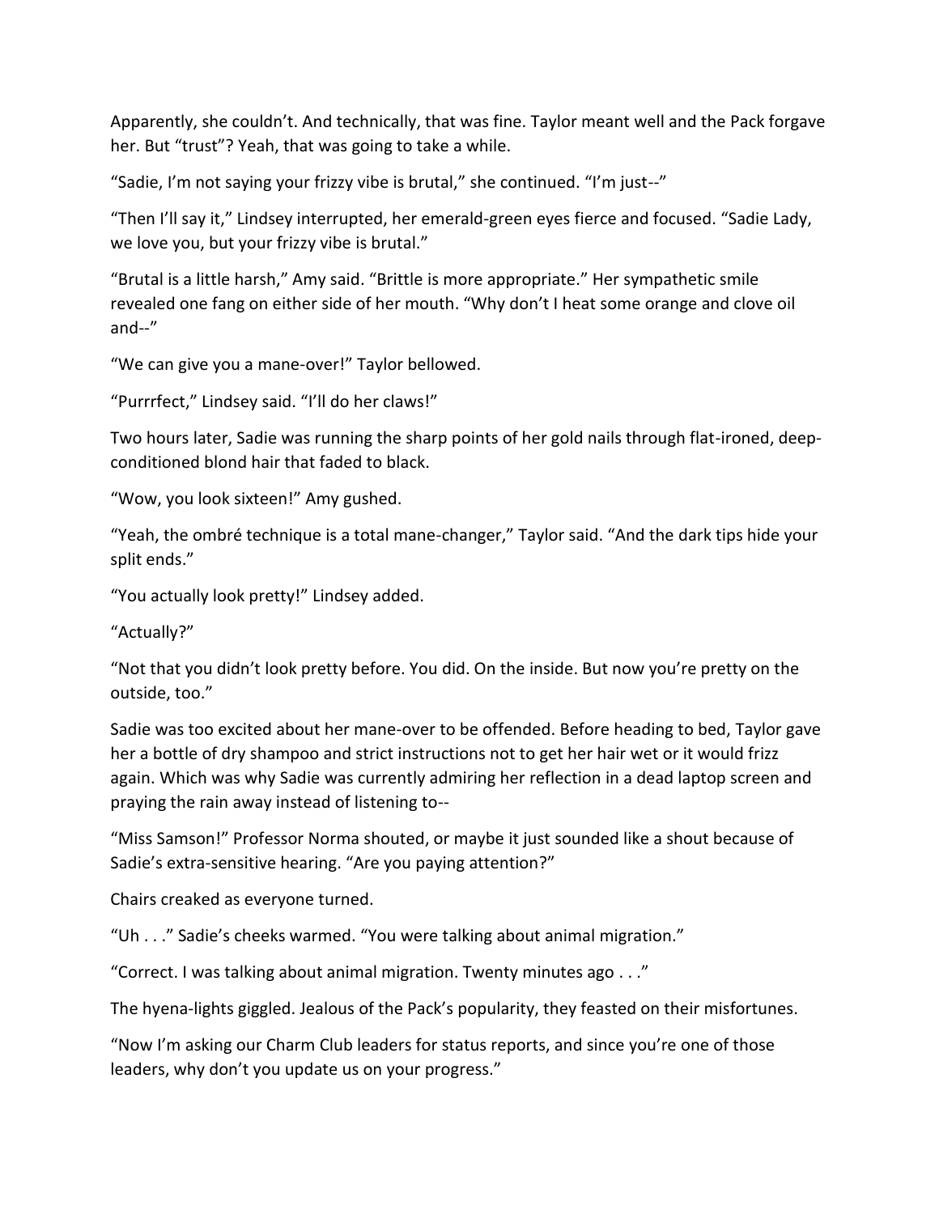Apparently, she couldn't. And technically, that was fine. Taylor meant well and the Pack forgave her. But "trust"? Yeah, that was going to take a while.

"Sadie, I'm not saying your frizzy vibe is brutal," she continued. "I'm just--"

"Then I'll say it," Lindsey interrupted, her emerald-green eyes fierce and focused. "Sadie Lady, we love you, but your frizzy vibe is brutal."

"Brutal is a little harsh," Amy said. "Brittle is more appropriate." Her sympathetic smile revealed one fang on either side of her mouth. "Why don't I heat some orange and clove oil and--"

"We can give you a mane-over!" Taylor bellowed.

"Purrrfect," Lindsey said. "I'll do her claws!"

Two hours later, Sadie was running the sharp points of her gold nails through flat-ironed, deep-conditioned blond hair that faded to black.

"Wow, you look sixteen!" Amy gushed.

"Yeah, the ombré technique is a total mane-changer," Taylor said. "And the dark tips hide your split ends."

"You actually look pretty!" Lindsey added.

"Actually?"

"Not that you didn't look pretty before. You did. On the inside. But now you're pretty on the outside, too."

Sadie was too excited about her mane-over to be offended. Before heading to bed, Taylor gave her a bottle of dry shampoo and strict instructions not to get her hair wet or it would frizz again. Which was why Sadie was currently admiring her reflection in a dead laptop screen and praying the rain away instead of listening to--

"Miss Samson!" Professor Norma shouted, or maybe it just sounded like a shout because of Sadie's extra-sensitive hearing. "Are you paying attention?"

Chairs creaked as everyone turned.

"Uh . . ." Sadie's cheeks warmed. "You were talking about animal migration."

"Correct. I was talking about animal migration. Twenty minutes ago . . ."

The hyena-lights giggled. Jealous of the Pack's popularity, they feasted on their misfortunes.

"Now I'm asking our Charm Club leaders for status reports, and since you're one of those leaders, why don't you update us on your progress."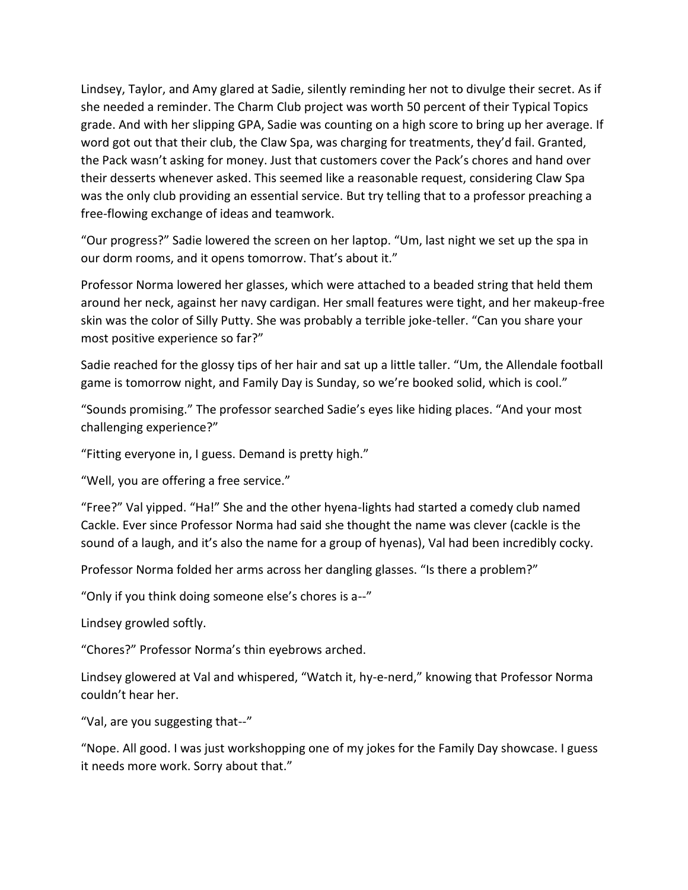Lindsey, Taylor, and Amy glared at Sadie, silently reminding her not to divulge their secret. As if she needed a reminder. The Charm Club project was worth 50 percent of their Typical Topics grade. And with her slipping GPA, Sadie was counting on a high score to bring up her average. If word got out that their club, the Claw Spa, was charging for treatments, they'd fail. Granted, the Pack wasn't asking for money. Just that customers cover the Pack's chores and hand over their desserts whenever asked. This seemed like a reasonable request, considering Claw Spa was the only club providing an essential service. But try telling that to a professor preaching a free-flowing exchange of ideas and teamwork.

"Our progress?" Sadie lowered the screen on her laptop. "Um, last night we set up the spa in our dorm rooms, and it opens tomorrow. That's about it."

Professor Norma lowered her glasses, which were attached to a beaded string that held them around her neck, against her navy cardigan. Her small features were tight, and her makeup-free skin was the color of Silly Putty. She was probably a terrible joke-teller. "Can you share your most positive experience so far?"

Sadie reached for the glossy tips of her hair and sat up a little taller. "Um, the Allendale football game is tomorrow night, and Family Day is Sunday, so we're booked solid, which is cool."

"Sounds promising." The professor searched Sadie's eyes like hiding places. "And your most challenging experience?"

"Fitting everyone in, I guess. Demand is pretty high."

"Well, you are offering a free service."

"Free?" Val yipped. "Ha!" She and the other hyena-lights had started a comedy club named Cackle. Ever since Professor Norma had said she thought the name was clever (cackle is the sound of a laugh, and it's also the name for a group of hyenas), Val had been incredibly cocky.

Professor Norma folded her arms across her dangling glasses. "Is there a problem?"

"Only if you think doing someone else's chores is a--"

Lindsey growled softly.

"Chores?" Professor Norma's thin eyebrows arched.

Lindsey glowered at Val and whispered, "Watch it, hy-e-nerd," knowing that Professor Norma couldn't hear her.

"Val, are you suggesting that--"

"Nope. All good. I was just workshopping one of my jokes for the Family Day showcase. I guess it needs more work. Sorry about that."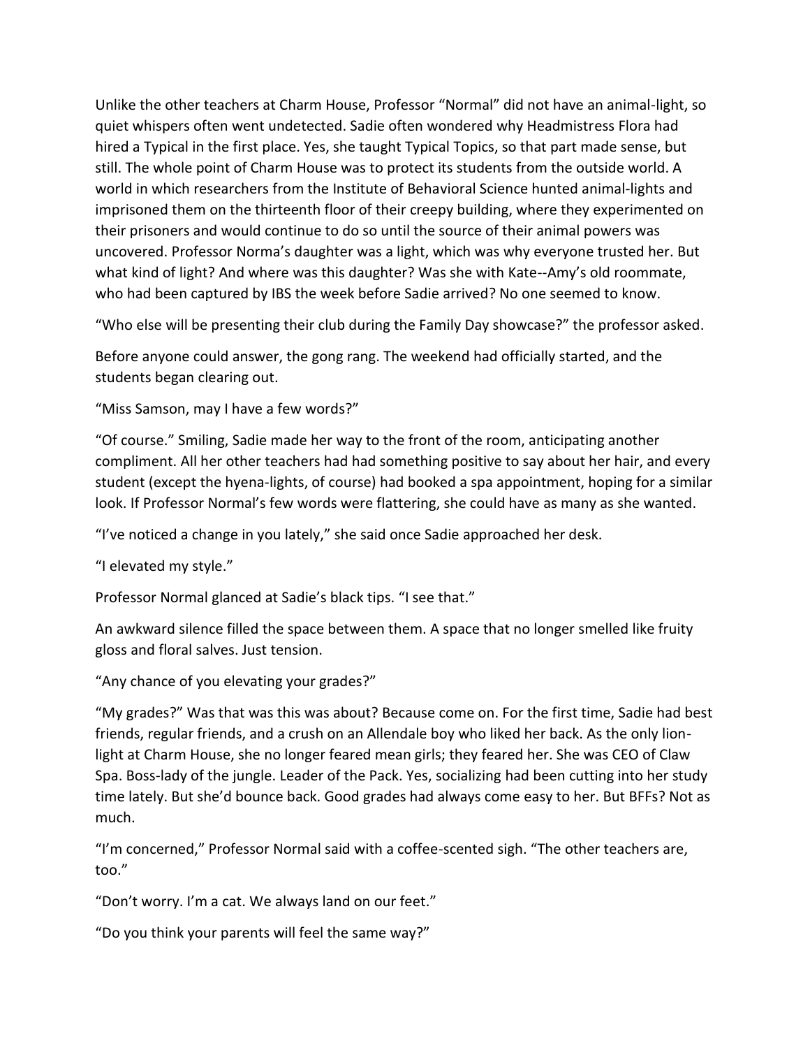Unlike the other teachers at Charm House, Professor "Normal" did not have an animal-light, so quiet whispers often went undetected. Sadie often wondered why Headmistress Flora had hired a Typical in the first place. Yes, she taught Typical Topics, so that part made sense, but still. The whole point of Charm House was to protect its students from the outside world. A world in which researchers from the Institute of Behavioral Science hunted animal-lights and imprisoned them on the thirteenth floor of their creepy building, where they experimented on their prisoners and would continue to do so until the source of their animal powers was uncovered. Professor Norma's daughter was a light, which was why everyone trusted her. But what kind of light? And where was this daughter? Was she with Kate--Amy's old roommate, who had been captured by IBS the week before Sadie arrived? No one seemed to know.

"Who else will be presenting their club during the Family Day showcase?" the professor asked.

Before anyone could answer, the gong rang. The weekend had officially started, and the students began clearing out.

"Miss Samson, may I have a few words?"

"Of course." Smiling, Sadie made her way to the front of the room, anticipating another compliment. All her other teachers had had something positive to say about her hair, and every student (except the hyena-lights, of course) had booked a spa appointment, hoping for a similar look. If Professor Normal's few words were flattering, she could have as many as she wanted.

"I've noticed a change in you lately," she said once Sadie approached her desk.

"I elevated my style."

Professor Normal glanced at Sadie's black tips. "I see that."

An awkward silence filled the space between them. A space that no longer smelled like fruity gloss and floral salves. Just tension.

"Any chance of you elevating your grades?"

"My grades?" Was that was this was about? Because come on. For the first time, Sadie had best friends, regular friends, and a crush on an Allendale boy who liked her back. As the only lion-light at Charm House, she no longer feared mean girls; they feared her. She was CEO of Claw Spa. Boss-lady of the jungle. Leader of the Pack. Yes, socializing had been cutting into her study time lately. But she'd bounce back. Good grades had always come easy to her. But BFFs? Not as much.

"I'm concerned," Professor Normal said with a coffee-scented sigh. "The other teachers are, too."

"Don't worry. I'm a cat. We always land on our feet."

"Do you think your parents will feel the same way?"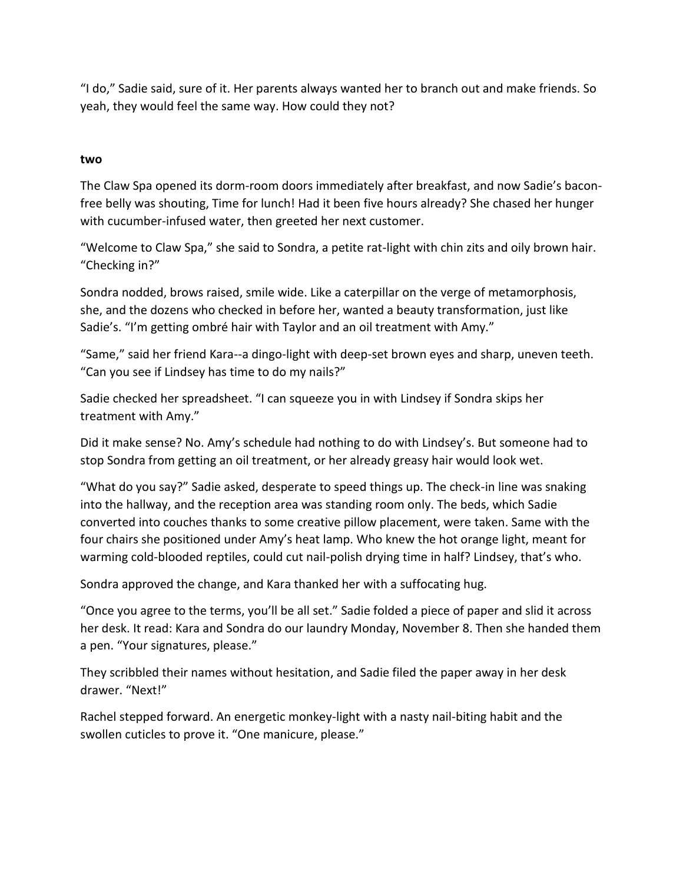“I do,” Sadie said, sure of it. Her parents always wanted her to branch out and make friends. So yeah, they would feel the same way. How could they not?

**two**

The Claw Spa opened its dorm-room doors immediately after breakfast, and now Sadie’s bacon-free belly was shouting, Time for lunch! Had it been five hours already? She chased her hunger with cucumber-infused water, then greeted her next customer.

“Welcome to Claw Spa,” she said to Sondra, a petite rat-light with chin zits and oily brown hair. “Checking in?”

Sondra nodded, brows raised, smile wide. Like a caterpillar on the verge of metamorphosis, she, and the dozens who checked in before her, wanted a beauty transformation, just like Sadie’s. “I’m getting ombré hair with Taylor and an oil treatment with Amy.”

“Same,” said her friend Kara--a dingo-light with deep-set brown eyes and sharp, uneven teeth. “Can you see if Lindsey has time to do my nails?”

Sadie checked her spreadsheet. “I can squeeze you in with Lindsey if Sondra skips her treatment with Amy.”

Did it make sense? No. Amy’s schedule had nothing to do with Lindsey’s. But someone had to stop Sondra from getting an oil treatment, or her already greasy hair would look wet.

“What do you say?” Sadie asked, desperate to speed things up. The check-in line was snaking into the hallway, and the reception area was standing room only. The beds, which Sadie converted into couches thanks to some creative pillow placement, were taken. Same with the four chairs she positioned under Amy’s heat lamp. Who knew the hot orange light, meant for warming cold-blooded reptiles, could cut nail-polish drying time in half? Lindsey, that’s who.

Sondra approved the change, and Kara thanked her with a suffocating hug.

“Once you agree to the terms, you’ll be all set.” Sadie folded a piece of paper and slid it across her desk. It read: Kara and Sondra do our laundry Monday, November 8. Then she handed them a pen. “Your signatures, please.”

They scribbled their names without hesitation, and Sadie filed the paper away in her desk drawer. “Next!”

Rachel stepped forward. An energetic monkey-light with a nasty nail-biting habit and the swollen cuticles to prove it. “One manicure, please.”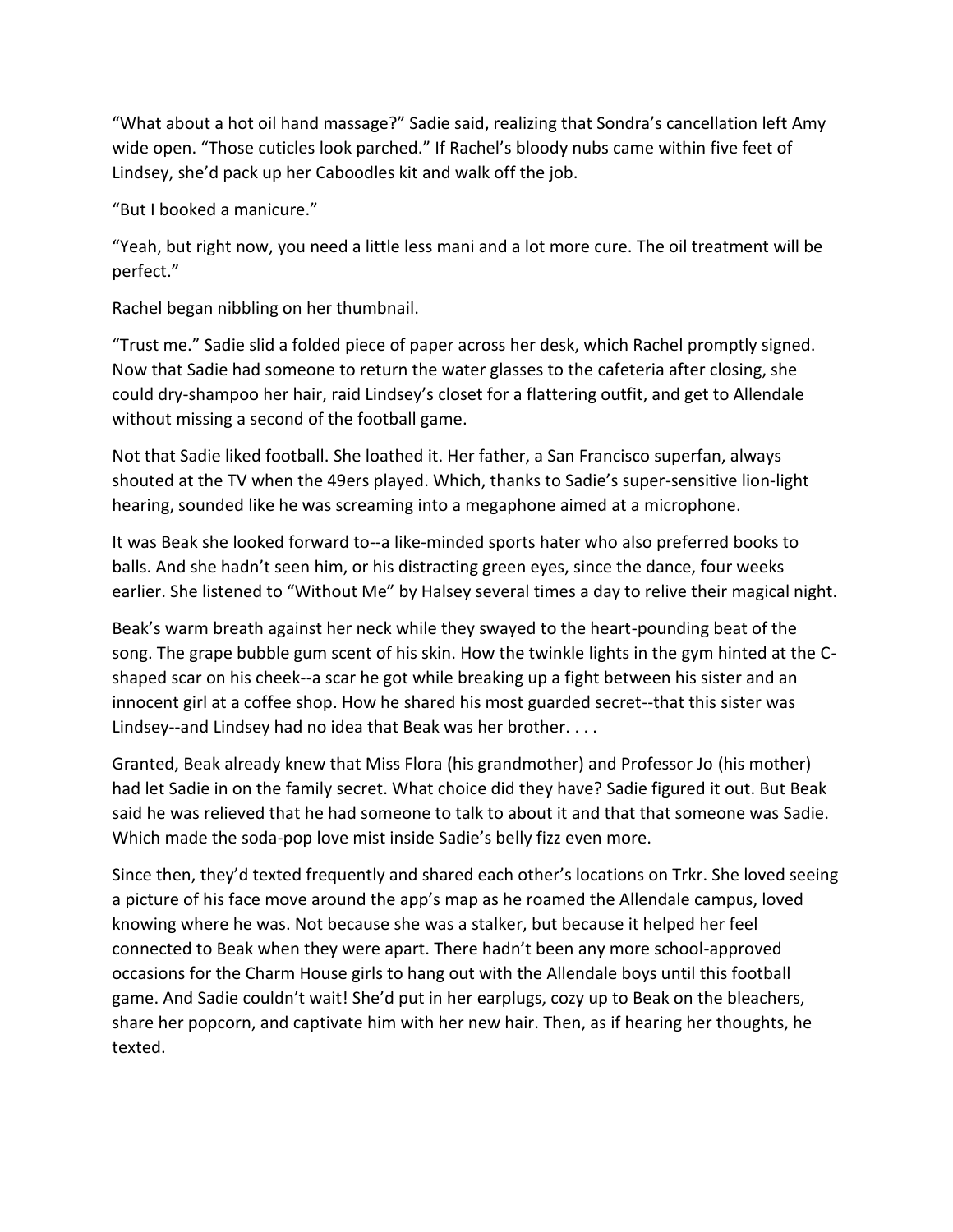“What about a hot oil hand massage?” Sadie said, realizing that Sondra’s cancellation left Amy wide open. “Those cuticles look parched.” If Rachel’s bloody nubs came within five feet of Lindsey, she’d pack up her Caboodles kit and walk off the job.

“But I booked a manicure.”

“Yeah, but right now, you need a little less mani and a lot more cure. The oil treatment will be perfect.”

Rachel began nibbling on her thumbnail.

“Trust me.” Sadie slid a folded piece of paper across her desk, which Rachel promptly signed. Now that Sadie had someone to return the water glasses to the cafeteria after closing, she could dry-shampoo her hair, raid Lindsey’s closet for a flattering outfit, and get to Allendale without missing a second of the football game.

Not that Sadie liked football. She loathed it. Her father, a San Francisco superfan, always shouted at the TV when the 49ers played. Which, thanks to Sadie’s super-sensitive lion-light hearing, sounded like he was screaming into a megaphone aimed at a microphone.

It was Beak she looked forward to--a like-minded sports hater who also preferred books to balls. And she hadn’t seen him, or his distracting green eyes, since the dance, four weeks earlier. She listened to “Without Me” by Halsey several times a day to relive their magical night.

Beak’s warm breath against her neck while they swayed to the heart-pounding beat of the song. The grape bubble gum scent of his skin. How the twinkle lights in the gym hinted at the C-shaped scar on his cheek--a scar he got while breaking up a fight between his sister and an innocent girl at a coffee shop. How he shared his most guarded secret--that this sister was Lindsey--and Lindsey had no idea that Beak was her brother. . . .

Granted, Beak already knew that Miss Flora (his grandmother) and Professor Jo (his mother) had let Sadie in on the family secret. What choice did they have? Sadie figured it out. But Beak said he was relieved that he had someone to talk to about it and that that someone was Sadie. Which made the soda-pop love mist inside Sadie’s belly fizz even more.

Since then, they’d texted frequently and shared each other’s locations on Trkr. She loved seeing a picture of his face move around the app’s map as he roamed the Allendale campus, loved knowing where he was. Not because she was a stalker, but because it helped her feel connected to Beak when they were apart. There hadn’t been any more school-approved occasions for the Charm House girls to hang out with the Allendale boys until this football game. And Sadie couldn’t wait! She’d put in her earplugs, cozy up to Beak on the bleachers, share her popcorn, and captivate him with her new hair. Then, as if hearing her thoughts, he texted.